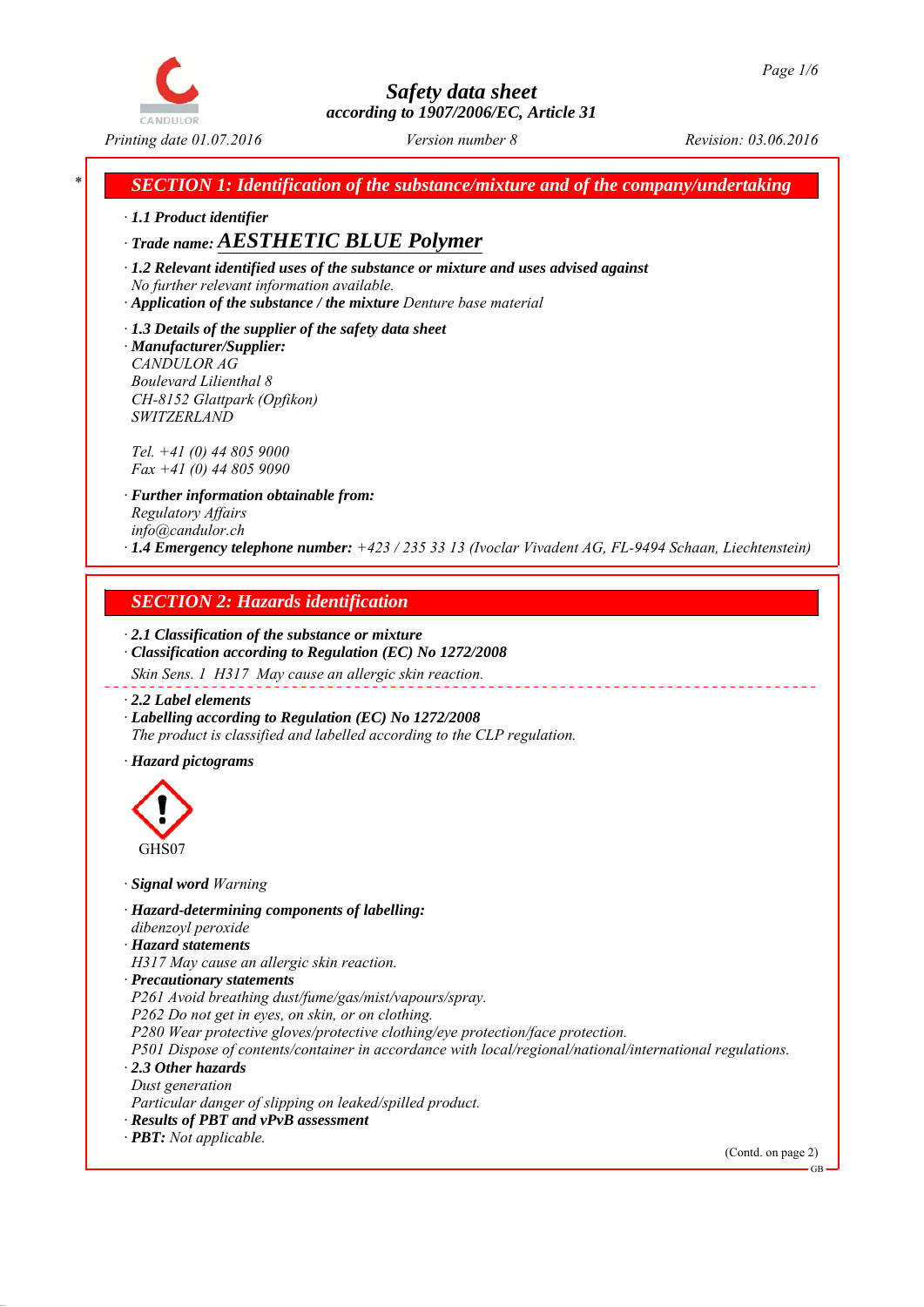# Safety data sheet

*according to 1907/2006/EC, Article 31*

Printing date 01.07.2016 | Version number 8 | Revision: 03.06.2016

## SECTION 1: Identification of the substance/mixture and of the company/undertaking

· **1.1 Product identifier**

· **Trade name: AESTHETIC BLUE Polymer**

· **1.2 Relevant identified uses of the substance or mixture and uses advised against**
No further relevant information available.

· **Application of the substance / the mixture** Denture base material

· **1.3 Details of the supplier of the safety data sheet**

· **Manufacturer/Supplier:**
CANDULOR AG
Boulevard Lilienthal 8
CH-8152 Glattpark (Opfikon)
SWITZERLAND

Tel. +41 (0) 44 805 9000
Fax +41 (0) 44 805 9090

· **Further information obtainable from:**
Regulatory Affairs
info@candulor.ch

· **1.4 Emergency telephone number:** +423 / 235 33 13 (Ivoclar Vivadent AG, FL-9494 Schaan, Liechtenstein)

## SECTION 2: Hazards identification

· **2.1 Classification of the substance or mixture**

· **Classification according to Regulation (EC) No 1272/2008**

Skin Sens. 1 H317 May cause an allergic skin reaction.

· **2.2 Label elements**

· **Labelling according to Regulation (EC) No 1272/2008**
The product is classified and labelled according to the CLP regulation.

· **Hazard pictograms**

GHS07

· **Signal word** Warning

· **Hazard-determining components of labelling:**
dibenzoyl peroxide

· **Hazard statements**
H317 May cause an allergic skin reaction.

· **Precautionary statements**
P261 Avoid breathing dust/fume/gas/mist/vapours/spray.
P262 Do not get in eyes, on skin, or on clothing.
P280 Wear protective gloves/protective clothing/eye protection/face protection.
P501 Dispose of contents/container in accordance with local/regional/national/international regulations.

· **2.3 Other hazards**
Dust generation
Particular danger of slipping on leaked/spilled product.

· **Results of PBT and vPvB assessment**

· **PBT:** Not applicable.

(Contd. on page 2)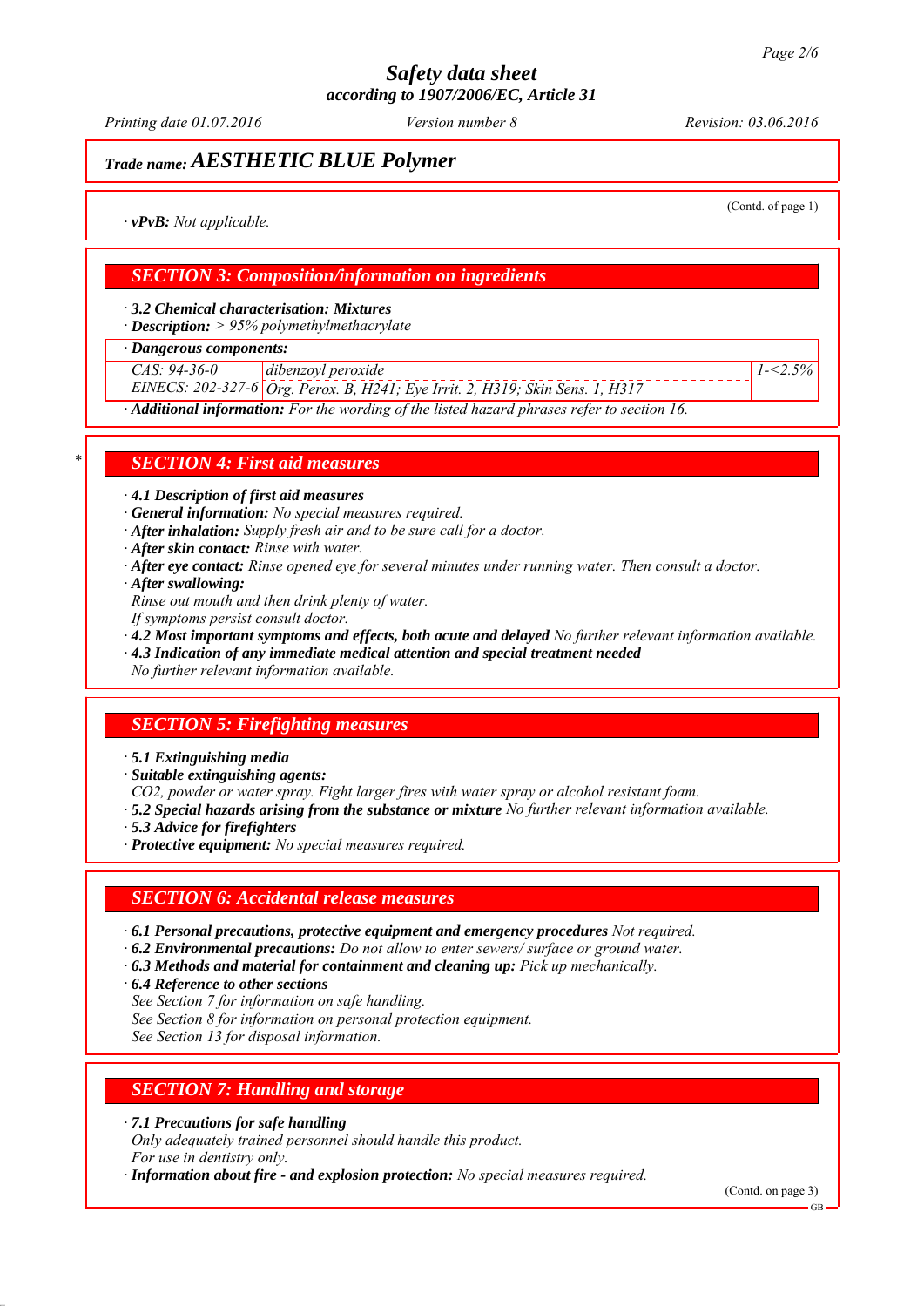## Trade name: AESTHETIC BLUE Polymer

(Contd. of page 1)

· **vPvB:** *Not applicable.*

## SECTION 3: Composition/information on ingredients

· **3.2 Chemical characterisation: Mixtures**
· **Description:** *> 95% polymethylmethacrylate*

| · Dangerous components: | | |
|---|---|---|
| CAS: 94-36-0<br>EINECS: 202-327-6 | dibenzoyl peroxide<br>Org. Perox. B, H241; Eye Irrit. 2, H319; Skin Sens. 1, H317 | 1-<2.5% |

· **Additional information:** *For the wording of the listed hazard phrases refer to section 16.*

## * SECTION 4: First aid measures

· **4.1 Description of first aid measures**
· **General information:** *No special measures required.*
· **After inhalation:** *Supply fresh air and to be sure call for a doctor.*
· **After skin contact:** *Rinse with water.*
· **After eye contact:** *Rinse opened eye for several minutes under running water. Then consult a doctor.*
· **After swallowing:**
*Rinse out mouth and then drink plenty of water.*
*If symptoms persist consult doctor.*
· **4.2 Most important symptoms and effects, both acute and delayed** *No further relevant information available.*
· **4.3 Indication of any immediate medical attention and special treatment needed**
*No further relevant information available.*

## SECTION 5: Firefighting measures

· **5.1 Extinguishing media**
· **Suitable extinguishing agents:**
*CO2, powder or water spray. Fight larger fires with water spray or alcohol resistant foam.*
· **5.2 Special hazards arising from the substance or mixture** *No further relevant information available.*
· **5.3 Advice for firefighters**
· **Protective equipment:** *No special measures required.*

## SECTION 6: Accidental release measures

· **6.1 Personal precautions, protective equipment and emergency procedures** *Not required.*
· **6.2 Environmental precautions:** *Do not allow to enter sewers/ surface or ground water.*
· **6.3 Methods and material for containment and cleaning up:** *Pick up mechanically.*
· **6.4 Reference to other sections**
*See Section 7 for information on safe handling.*
*See Section 8 for information on personal protection equipment.*
*See Section 13 for disposal information.*

## SECTION 7: Handling and storage

· **7.1 Precautions for safe handling**
*Only adequately trained personnel should handle this product.*
*For use in dentistry only.*
· **Information about fire - and explosion protection:** *No special measures required.*

(Contd. on page 3)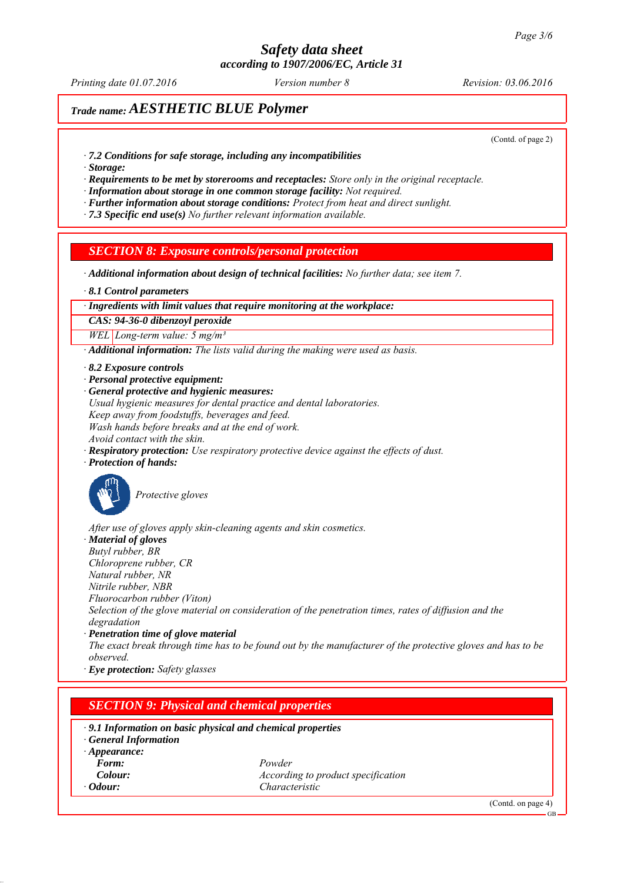## Trade name: AESTHETIC BLUE Polymer

(Contd. of page 2)

· **7.2 Conditions for safe storage, including any incompatibilities**
· **Storage:**
· **Requirements to be met by storerooms and receptacles:** Store only in the original receptacle.
· **Information about storage in one common storage facility:** Not required.
· **Further information about storage conditions:** Protect from heat and direct sunlight.
· **7.3 Specific end use(s)** No further relevant information available.

## SECTION 8: Exposure controls/personal protection

· **Additional information about design of technical facilities:** No further data; see item 7.

· **8.1 Control parameters**

| · Ingredients with limit values that require monitoring at the workplace: | |
|---|---|
| **CAS: 94-36-0 dibenzoyl peroxide** | |
| WEL | Long-term value: 5 mg/m³ |

· **Additional information:** The lists valid during the making were used as basis.

· **8.2 Exposure controls**
· **Personal protective equipment:**
· **General protective and hygienic measures:**
Usual hygienic measures for dental practice and dental laboratories.
Keep away from foodstuffs, beverages and feed.
Wash hands before breaks and at the end of work.
Avoid contact with the skin.
· **Respiratory protection:** Use respiratory protective device against the effects of dust.
· **Protection of hands:**

Protective gloves

After use of gloves apply skin-cleaning agents and skin cosmetics.
· **Material of gloves**
Butyl rubber, BR
Chloroprene rubber, CR
Natural rubber, NR
Nitrile rubber, NBR
Fluorocarbon rubber (Viton)
Selection of the glove material on consideration of the penetration times, rates of diffusion and the degradation
· **Penetration time of glove material**
The exact break through time has to be found out by the manufacturer of the protective gloves and has to be observed.
· **Eye protection:** Safety glasses

## SECTION 9: Physical and chemical properties

· **9.1 Information on basic physical and chemical properties**
· **General Information**
· **Appearance:**

| | |
|---|---|
| **Form:** | Powder |
| **Colour:** | According to product specification |
| · **Odour:** | Characteristic |

(Contd. on page 4)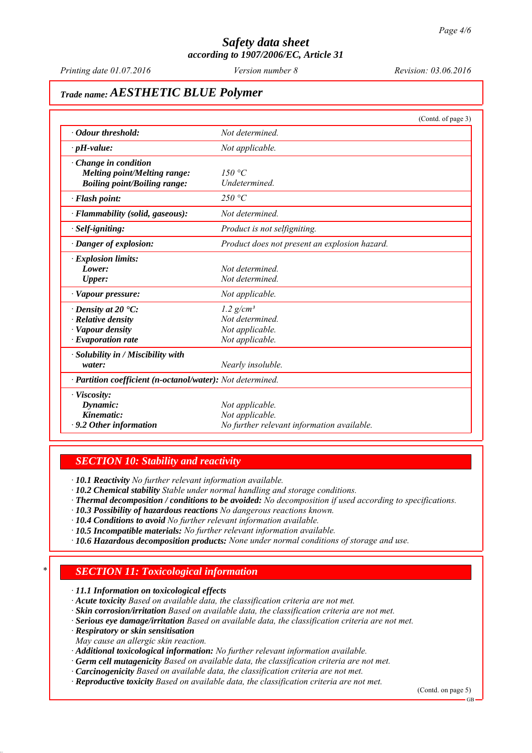**Safety data sheet**
**according to 1907/2006/EC, Article 31**

*Printing date 01.07.2016* *Version number 8* *Revision: 03.06.2016*

## *Trade name:* AESTHETIC BLUE Polymer

(Contd. of page 3)

| | |
|---|---|
| · **Odour threshold:** | *Not determined.* |
| · **pH-value:** | *Not applicable.* |
| · **Change in condition** <br> **Melting point/Melting range:** <br> **Boiling point/Boiling range:** | <br> *150 °C* <br> *Undetermined.* |
| · **Flash point:** | *250 °C* |
| · **Flammability (solid, gaseous):** | *Not determined.* |
| · **Self-igniting:** | *Product is not selfigniting.* |
| · **Danger of explosion:** | *Product does not present an explosion hazard.* |
| · **Explosion limits:** <br> **Lower:** <br> **Upper:** | <br> *Not determined.* <br> *Not determined.* |
| · **Vapour pressure:** | *Not applicable.* |
| · **Density at 20 °C:** <br> · **Relative density** <br> · **Vapour density** <br> · **Evaporation rate** | *1.2 g/cm³* <br> *Not determined.* <br> *Not applicable.* <br> *Not applicable.* |
| · **Solubility in / Miscibility with** <br> **water:** | <br> *Nearly insoluble.* |
| · **Partition coefficient (n-octanol/water):** | *Not determined.* |
| · **Viscosity:** <br> **Dynamic:** <br> **Kinematic:** <br> · **9.2 Other information** | <br> *Not applicable.* <br> *Not applicable.* <br> *No further relevant information available.* |

## SECTION 10: Stability and reactivity

· **10.1 Reactivity** *No further relevant information available.*
· **10.2 Chemical stability** *Stable under normal handling and storage conditions.*
· **Thermal decomposition / conditions to be avoided:** *No decomposition if used according to specifications.*
· **10.3 Possibility of hazardous reactions** *No dangerous reactions known.*
· **10.4 Conditions to avoid** *No further relevant information available.*
· **10.5 Incompatible materials:** *No further relevant information available.*
· **10.6 Hazardous decomposition products:** *None under normal conditions of storage and use.*

## * SECTION 11: Toxicological information

· **11.1 Information on toxicological effects**
· **Acute toxicity** *Based on available data, the classification criteria are not met.*
· **Skin corrosion/irritation** *Based on available data, the classification criteria are not met.*
· **Serious eye damage/irritation** *Based on available data, the classification criteria are not met.*
· **Respiratory or skin sensitisation**
*May cause an allergic skin reaction.*
· **Additional toxicological information:** *No further relevant information available.*
· **Germ cell mutagenicity** *Based on available data, the classification criteria are not met.*
· **Carcinogenicity** *Based on available data, the classification criteria are not met.*
· **Reproductive toxicity** *Based on available data, the classification criteria are not met.*

(Contd. on page 5)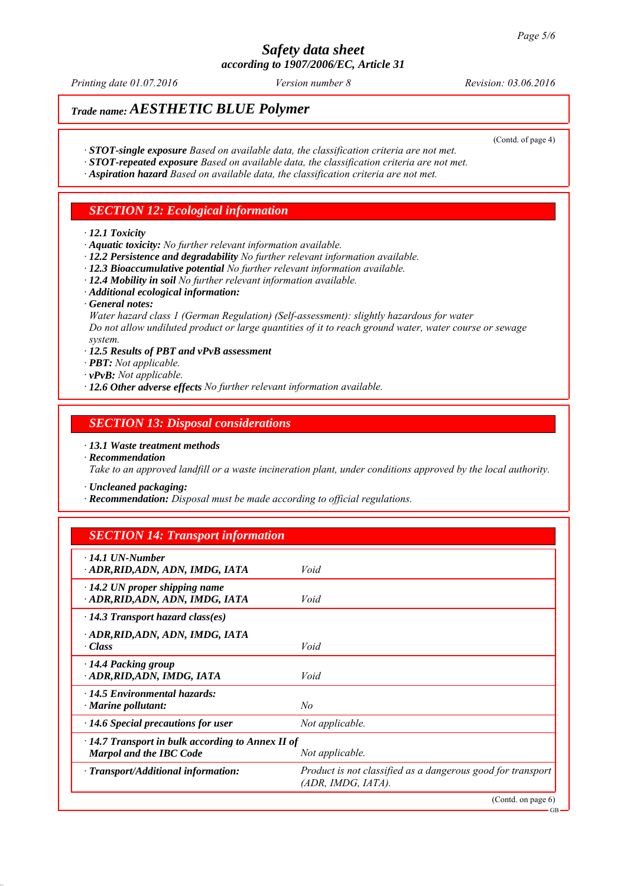**Trade name: AESTHETIC BLUE Polymer**

(Contd. of page 4)

· **STOT-single exposure** *Based on available data, the classification criteria are not met.*
· **STOT-repeated exposure** *Based on available data, the classification criteria are not met.*
· **Aspiration hazard** *Based on available data, the classification criteria are not met.*

## SECTION 12: Ecological information

· **12.1 Toxicity**
· **Aquatic toxicity:** *No further relevant information available.*
· **12.2 Persistence and degradability** *No further relevant information available.*
· **12.3 Bioaccumulative potential** *No further relevant information available.*
· **12.4 Mobility in soil** *No further relevant information available.*
· **Additional ecological information:**
· **General notes:**
*Water hazard class 1 (German Regulation) (Self-assessment): slightly hazardous for water*
*Do not allow undiluted product or large quantities of it to reach ground water, water course or sewage system.*
· **12.5 Results of PBT and vPvB assessment**
· **PBT:** *Not applicable.*
· **vPvB:** *Not applicable.*
· **12.6 Other adverse effects** *No further relevant information available.*

## SECTION 13: Disposal considerations

· **13.1 Waste treatment methods**
· **Recommendation**
*Take to an approved landfill or a waste incineration plant, under conditions approved by the local authority.*

· **Uncleaned packaging:**
· **Recommendation:** *Disposal must be made according to official regulations.*

## SECTION 14: Transport information

| | |
|---|---|
| · **14.1 UN-Number**<br>· **ADR,RID,ADN, ADN, IMDG, IATA** | *Void* |
| · **14.2 UN proper shipping name**<br>· **ADR,RID,ADN, ADN, IMDG, IATA** | *Void* |
| · **14.3 Transport hazard class(es)**<br>· **ADR,RID,ADN, ADN, IMDG, IATA**<br>· **Class** | *Void* |
| · **14.4 Packing group**<br>· **ADR,RID,ADN, IMDG, IATA** | *Void* |
| · **14.5 Environmental hazards:**<br>· **Marine pollutant:** | *No* |
| · **14.6 Special precautions for user** | *Not applicable.* |
| · **14.7 Transport in bulk according to Annex II of Marpol and the IBC Code** | *Not applicable.* |
| · **Transport/Additional information:** | *Product is not classified as a dangerous good for transport (ADR, IMDG, IATA).* |

(Contd. on page 6)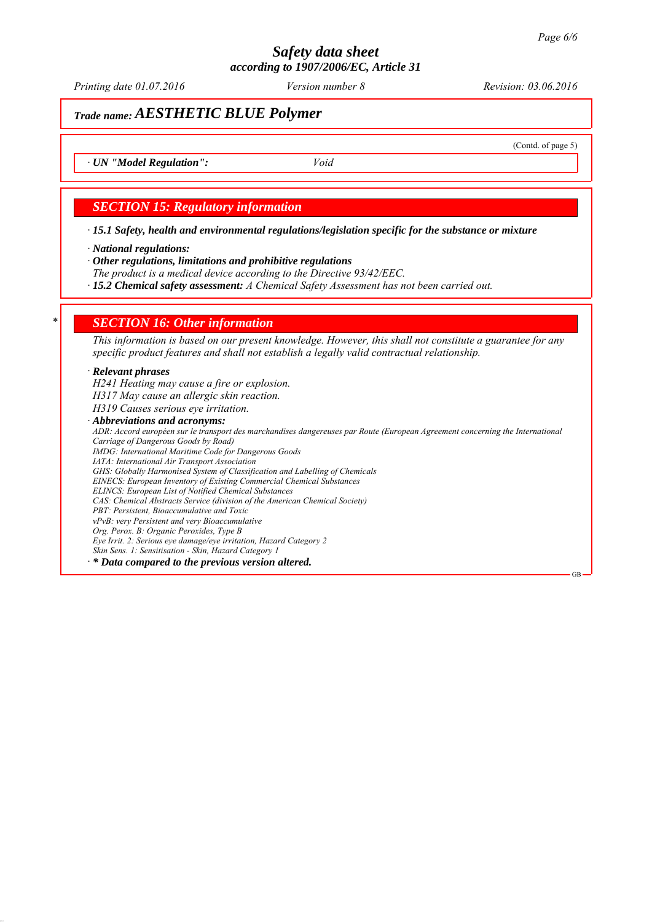## Trade name: AESTHETIC BLUE Polymer

(Contd. of page 5)

· **UN "Model Regulation":** *Void*

## SECTION 15: Regulatory information

· ***15.1 Safety, health and environmental regulations/legislation specific for the substance or mixture***

· ***National regulations:***

· ***Other regulations, limitations and prohibitive regulations***

*The product is a medical device according to the Directive 93/42/EEC.*

· ***15.2 Chemical safety assessment:*** *A Chemical Safety Assessment has not been carried out.*

## * SECTION 16: Other information

*This information is based on our present knowledge. However, this shall not constitute a guarantee for any specific product features and shall not establish a legally valid contractual relationship.*

· ***Relevant phrases***

*H241 Heating may cause a fire or explosion.*
*H317 May cause an allergic skin reaction.*
*H319 Causes serious eye irritation.*

· ***Abbreviations and acronyms:***

*ADR: Accord européen sur le transport des marchandises dangereuses par Route (European Agreement concerning the International Carriage of Dangerous Goods by Road)*
*IMDG: International Maritime Code for Dangerous Goods*
*IATA: International Air Transport Association*
*GHS: Globally Harmonised System of Classification and Labelling of Chemicals*
*EINECS: European Inventory of Existing Commercial Chemical Substances*
*ELINCS: European List of Notified Chemical Substances*
*CAS: Chemical Abstracts Service (division of the American Chemical Society)*
*PBT: Persistent, Bioaccumulative and Toxic*
*vPvB: very Persistent and very Bioaccumulative*
*Org. Perox. B: Organic Peroxides, Type B*
*Eye Irrit. 2: Serious eye damage/eye irritation, Hazard Category 2*
*Skin Sens. 1: Sensitisation - Skin, Hazard Category 1*

· ***\* Data compared to the previous version altered.***